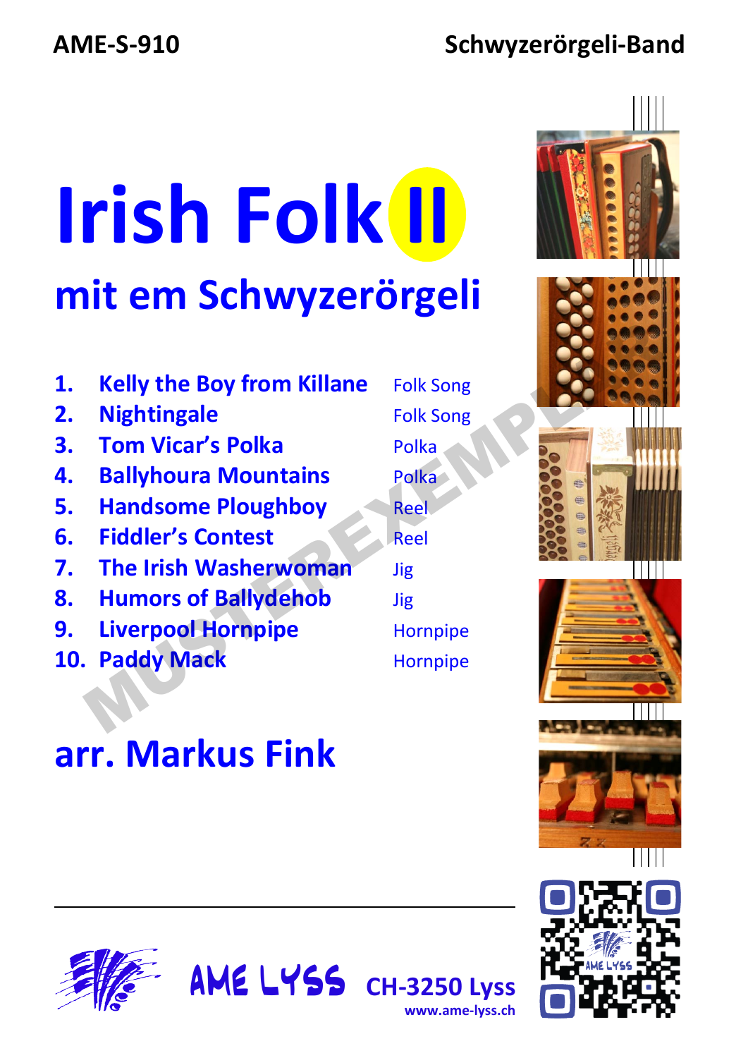AME-S-910

Schwyzerörgeli-Band

# Irish Folk II

## mit em Schwyzerörgeli

| | | |
|---|---|---|
| 1. | **Kelly the Boy from Killane** | Folk Song |
| 2. | **Nightingale** | Folk Song |
| 3. | **Tom Vicar's Polka** | Polka |
| 4. | **Ballyhoura Mountains** | Polka |
| 5. | **Handsome Ploughboy** | Reel |
| 6. | **Fiddler's Contest** | Reel |
| 7. | **The Irish Washerwoman** | Jig |
| 8. | **Humors of Ballydehob** | Jig |
| 9. | **Liverpool Hornpipe** | Hornpipe |
| 10. | **Paddy Mack** | Hornpipe |

MUSTEREXEMPLAR

## arr. Markus Fink

AME LYSS CH-3250 Lyss
www.ame-lyss.ch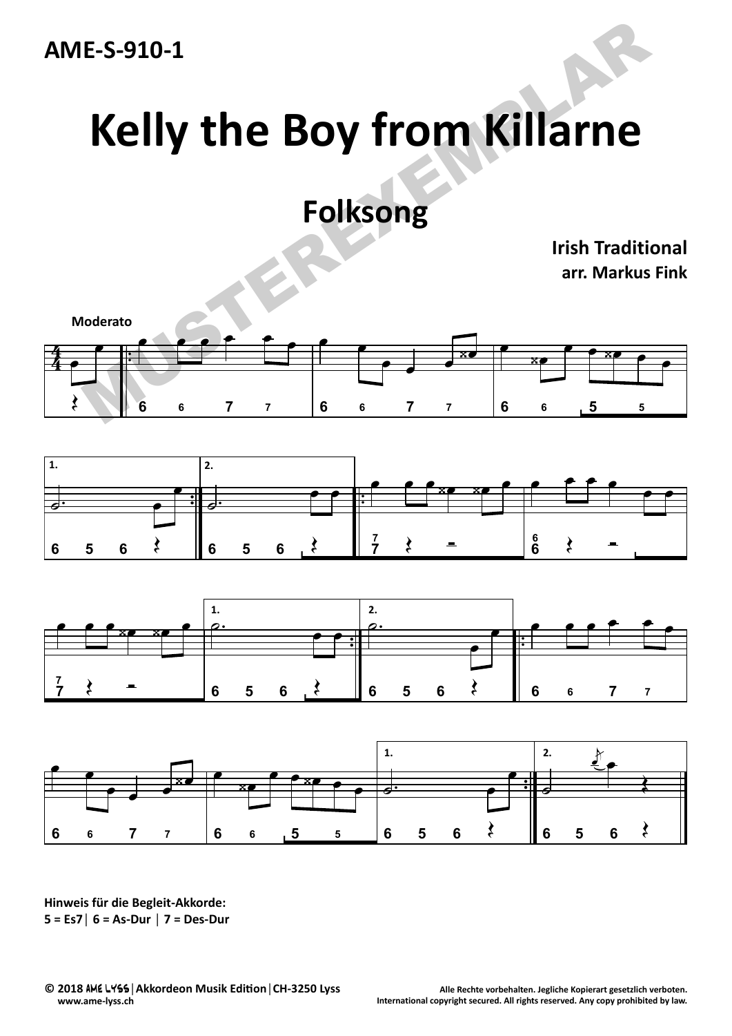AME-S-910-1

# Kelly the Boy from Killarne

## Folksong

**Irish Traditional**
**arr. Markus Fink**

**Hinweis für die Begleit-Akkorde:**
**5 = Es7 | 6 = As-Dur | 7 = Des-Dur**

© 2018 AME LYSS | Akkordeon Musik Edition | CH-3250 Lyss
www.ame-lyss.ch

Alle Rechte vorbehalten. Jegliche Kopierart gesetzlich verboten.
International copyright secured. All rights reserved. Any copy prohibited by law.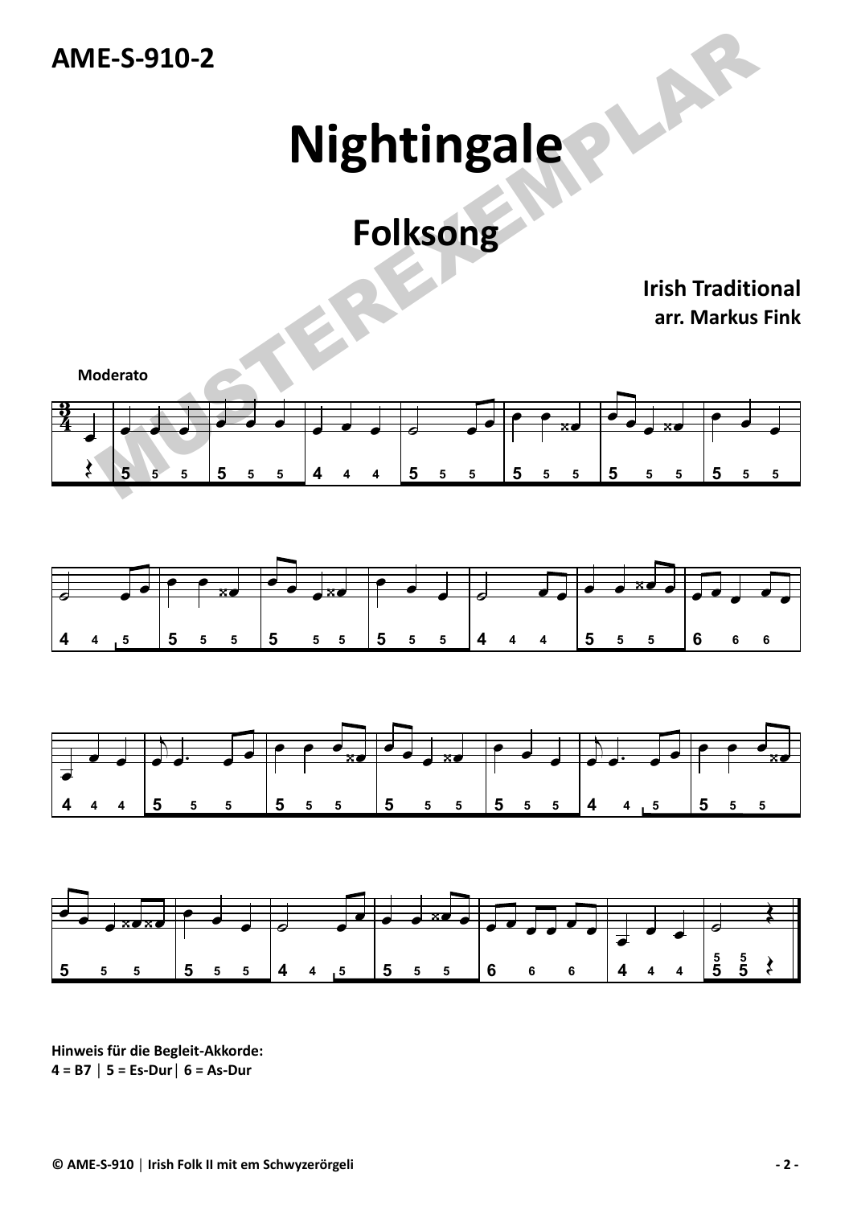AME-S-910-2

# Nightingale

## Folksong

**Irish Traditional**
**arr. Markus Fink**

**Moderato**

**Hinweis für die Begleit-Akkorde:**
**4 = B7 | 5 = Es-Dur | 6 = As-Dur**

© AME-S-910 | Irish Folk II mit em Schwyzerörgeli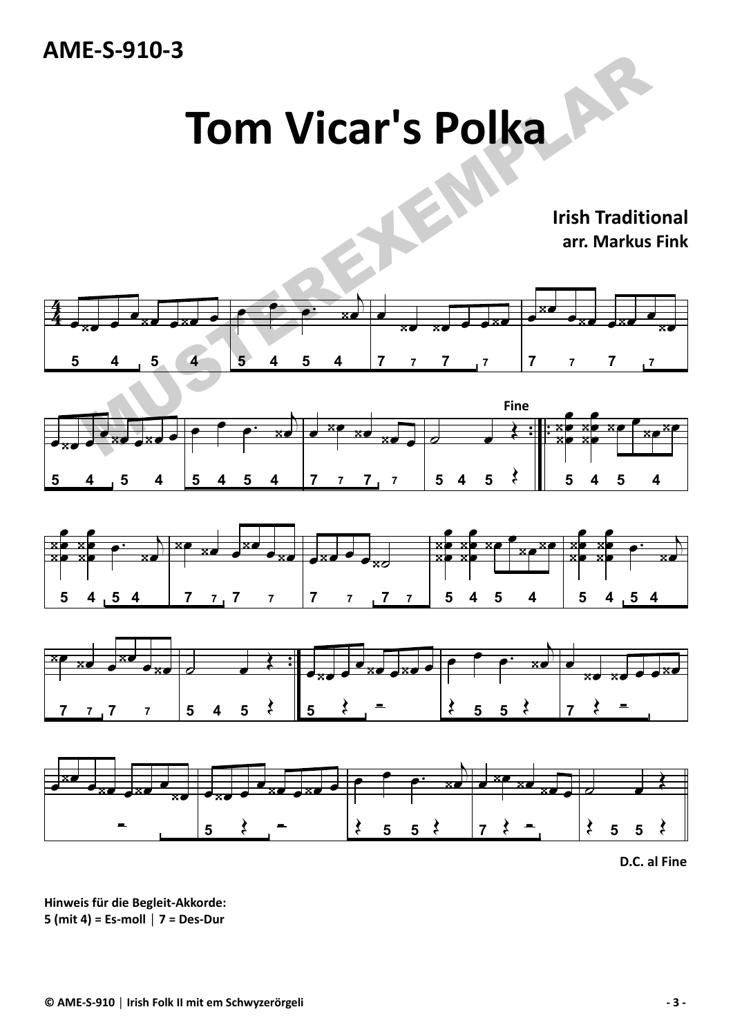AME-S-910-3

# Tom Vicar's Polka

**Irish Traditional**
**arr. Markus Fink**

Fine

D.C. al Fine

**Hinweis für die Begleit-Akkorde:**
**5 (mit 4) = Es-moll | 7 = Des-Dur**

© AME-S-910 | Irish Folk II mit em Schwyzerörgeli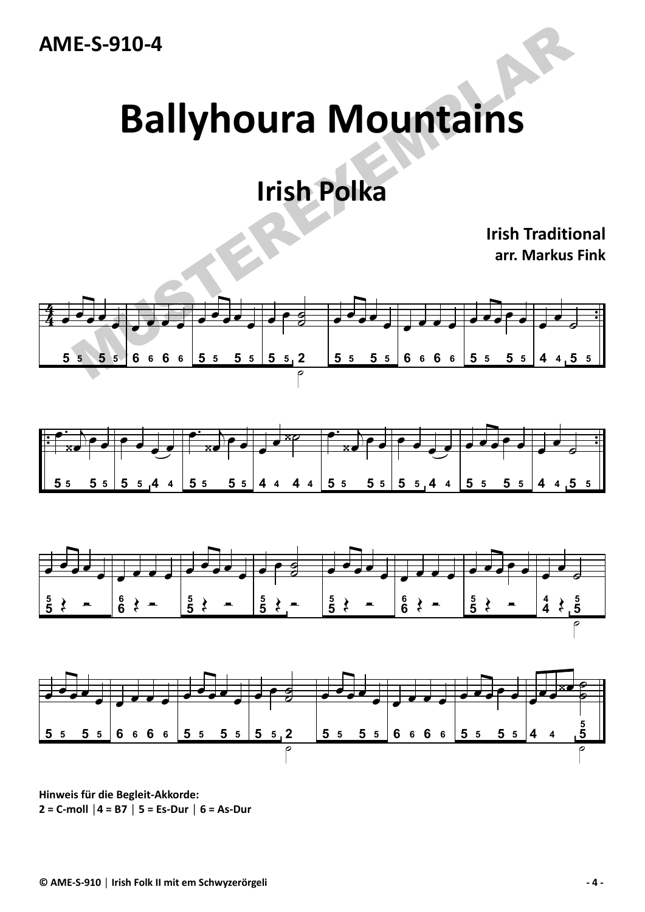AME-S-910-4

# Ballyhoura Mountains

## Irish Polka

**Irish Traditional**
**arr. Markus Fink**

**Hinweis für die Begleit-Akkorde:**
**2 = C-moll │4 = B7 │ 5 = Es-Dur │ 6 = As-Dur**

© AME-S-910 │ Irish Folk II mit em Schwyzerörgeli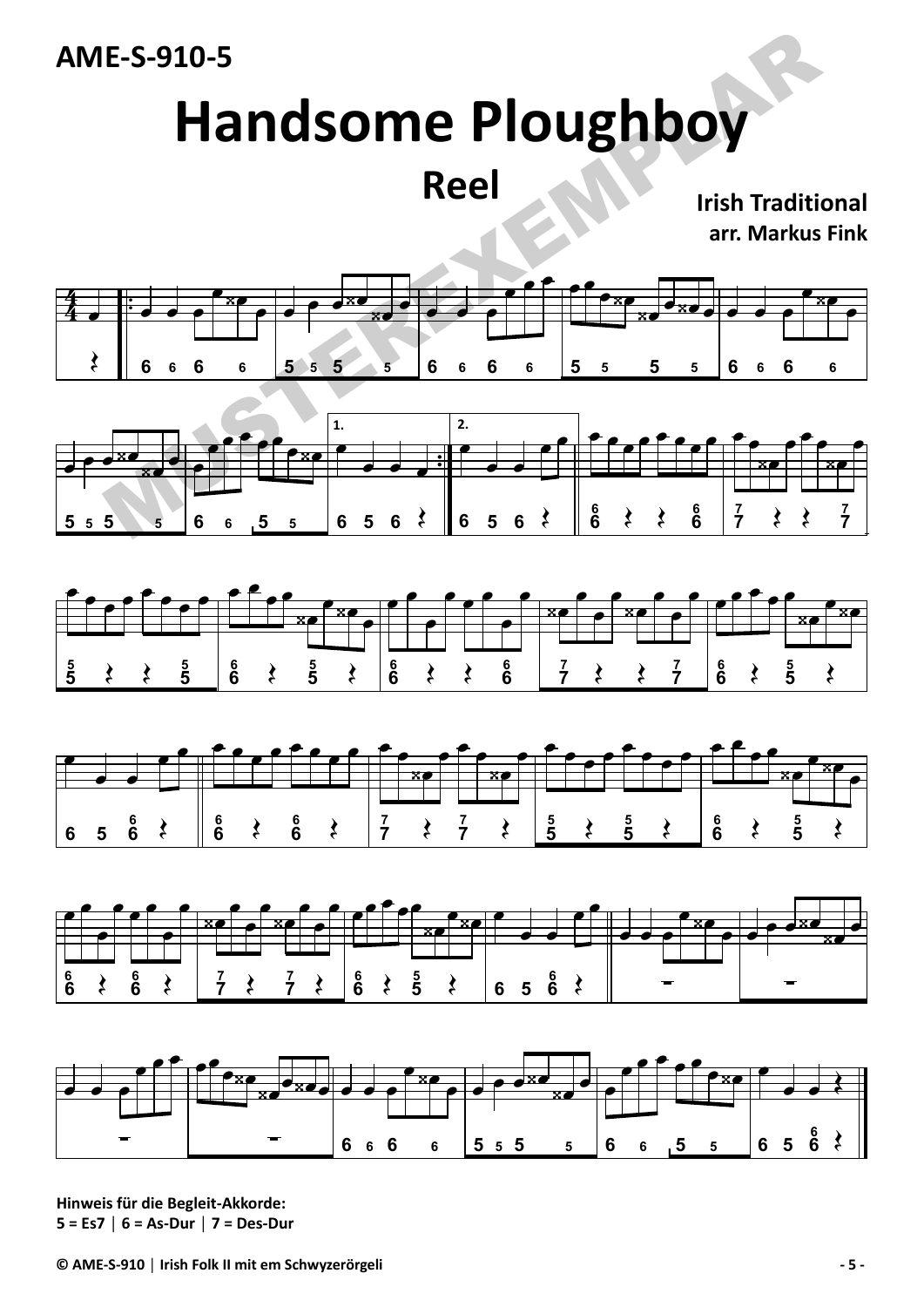AME-S-910-5

# Handsome Ploughboy

## Reel

**Irish Traditional**
**arr. Markus Fink**

**Hinweis für die Begleit-Akkorde:**
**5 = Es7 | 6 = As-Dur | 7 = Des-Dur**

**© AME-S-910 | Irish Folk II mit em Schwyzerörgeli**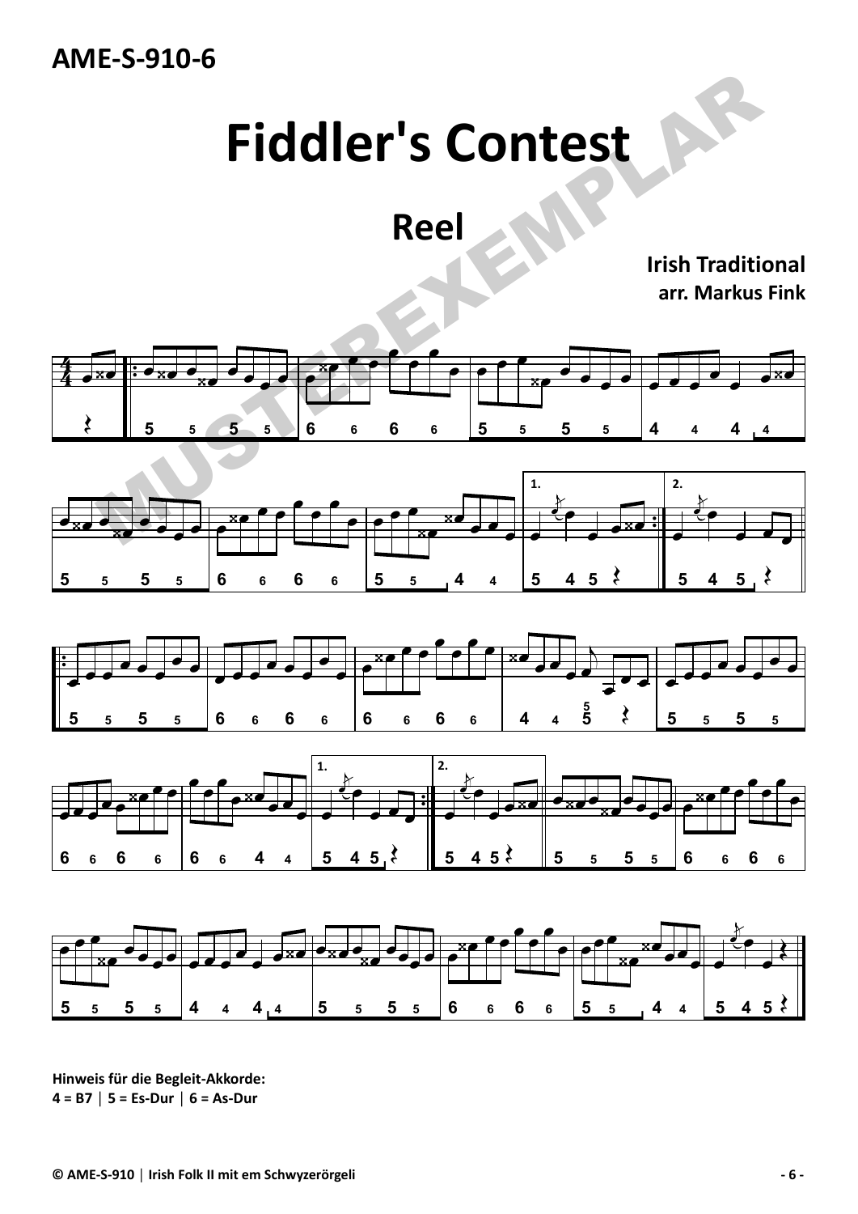AME-S-910-6

# Fiddler's Contest

## Reel

**Irish Traditional**
**arr. Markus Fink**

**Hinweis für die Begleit-Akkorde:**
**4 = B7 | 5 = Es-Dur | 6 = As-Dur**

© AME-S-910 | Irish Folk II mit em Schwyzerörgeli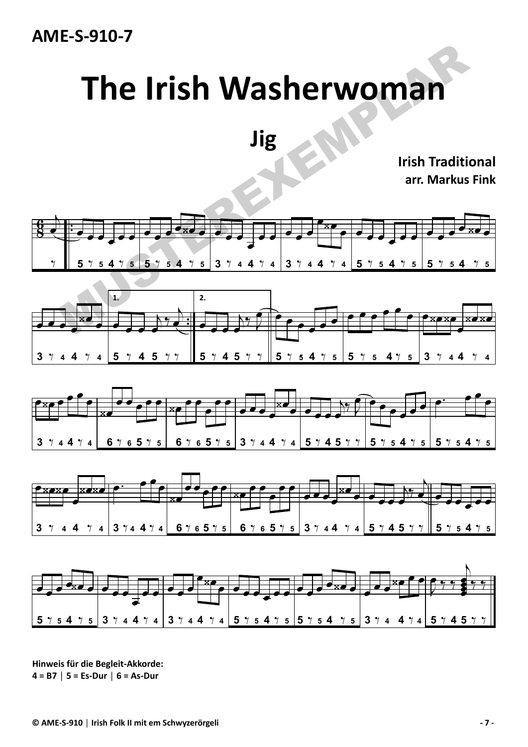**AME-S-910-7**

# The Irish Washerwoman

## Jig

**Irish Traditional**
**arr. Markus Fink**

**Hinweis für die Begleit-Akkorde:**
**4 = B7 | 5 = Es-Dur | 6 = As-Dur**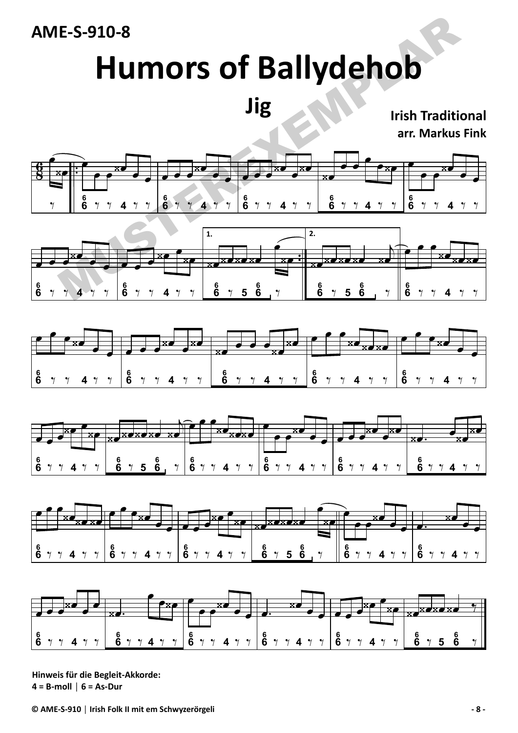**AME-S-910-8**

# Humors of Ballydehob

## Jig

**Irish Traditional**
**arr. Markus Fink**

**Hinweis für die Begleit-Akkorde:**
**4 = B-moll │ 6 = As-Dur**

**© AME-S-910 │ Irish Folk II mit em Schwyzerörgeli**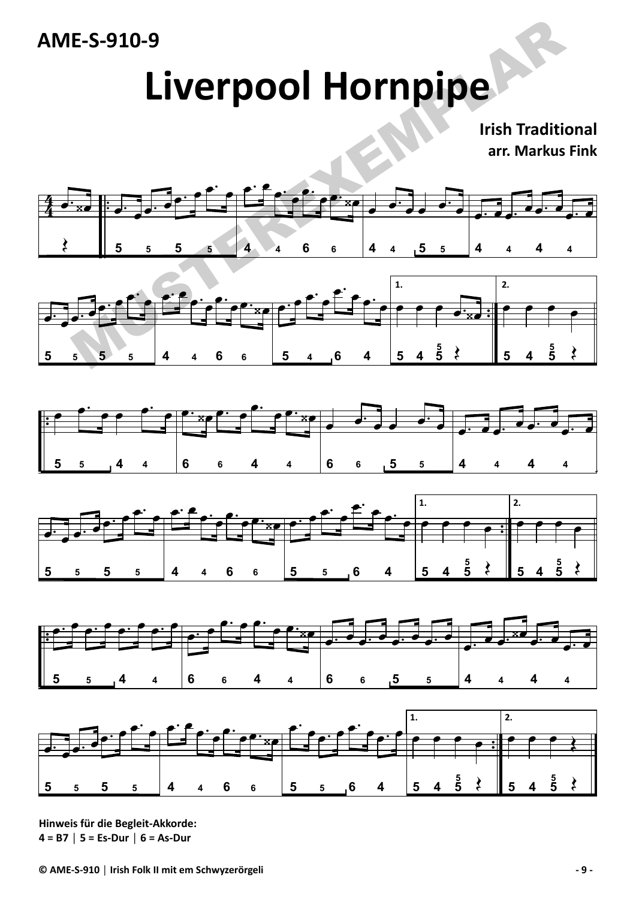AME-S-910-9

# Liverpool Hornpipe

**Irish Traditional**
**arr. Markus Fink**

**Hinweis für die Begleit-Akkorde:**
**4 = B7 | 5 = Es-Dur | 6 = As-Dur**

© AME-S-910 | Irish Folk II mit em Schwyzerörgeli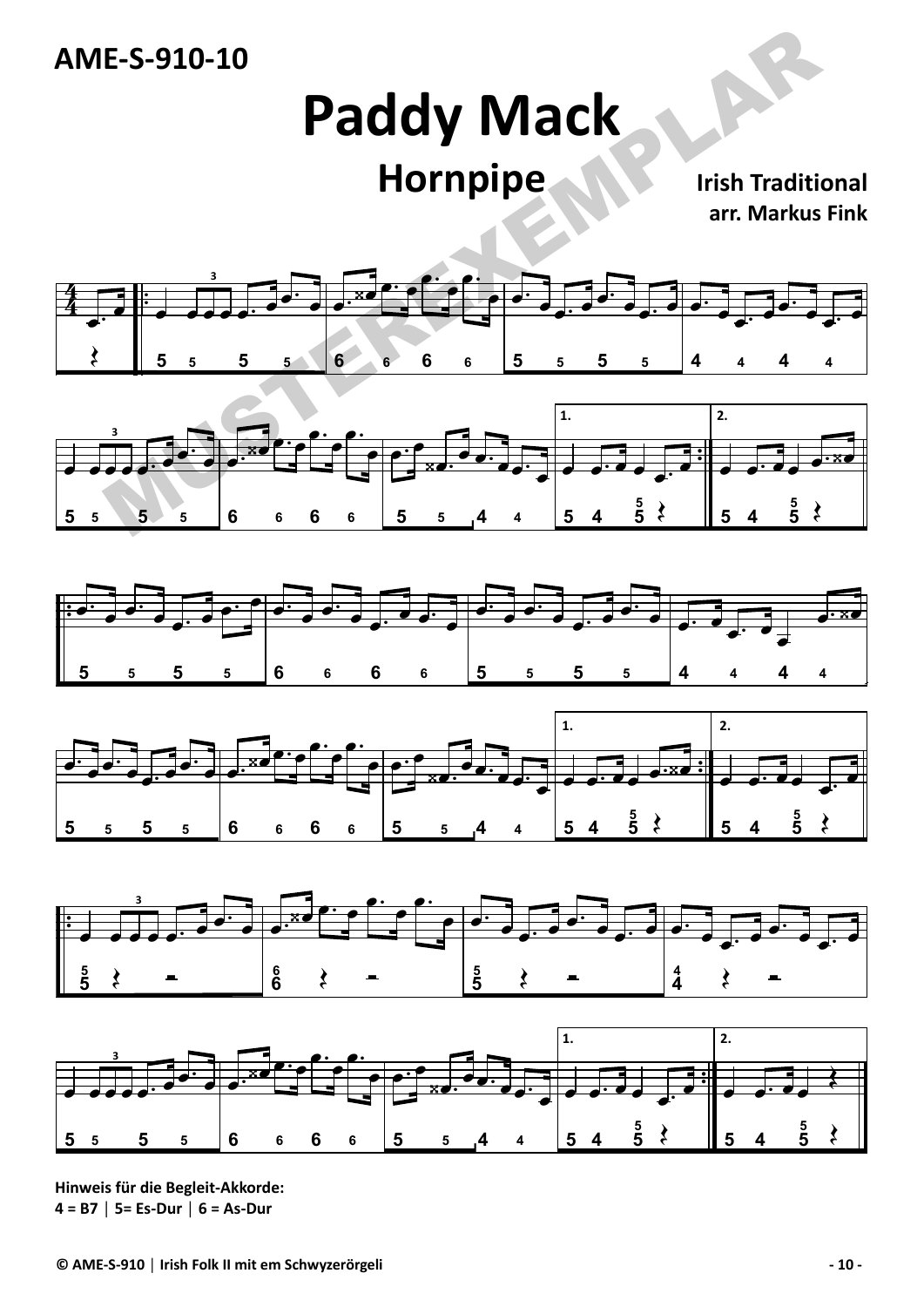AME-S-910-10

# Paddy Mack

## Hornpipe

**Irish Traditional**
**arr. Markus Fink**

**Hinweis für die Begleit-Akkorde:**
**4 = B7 | 5= Es-Dur | 6 = As-Dur**